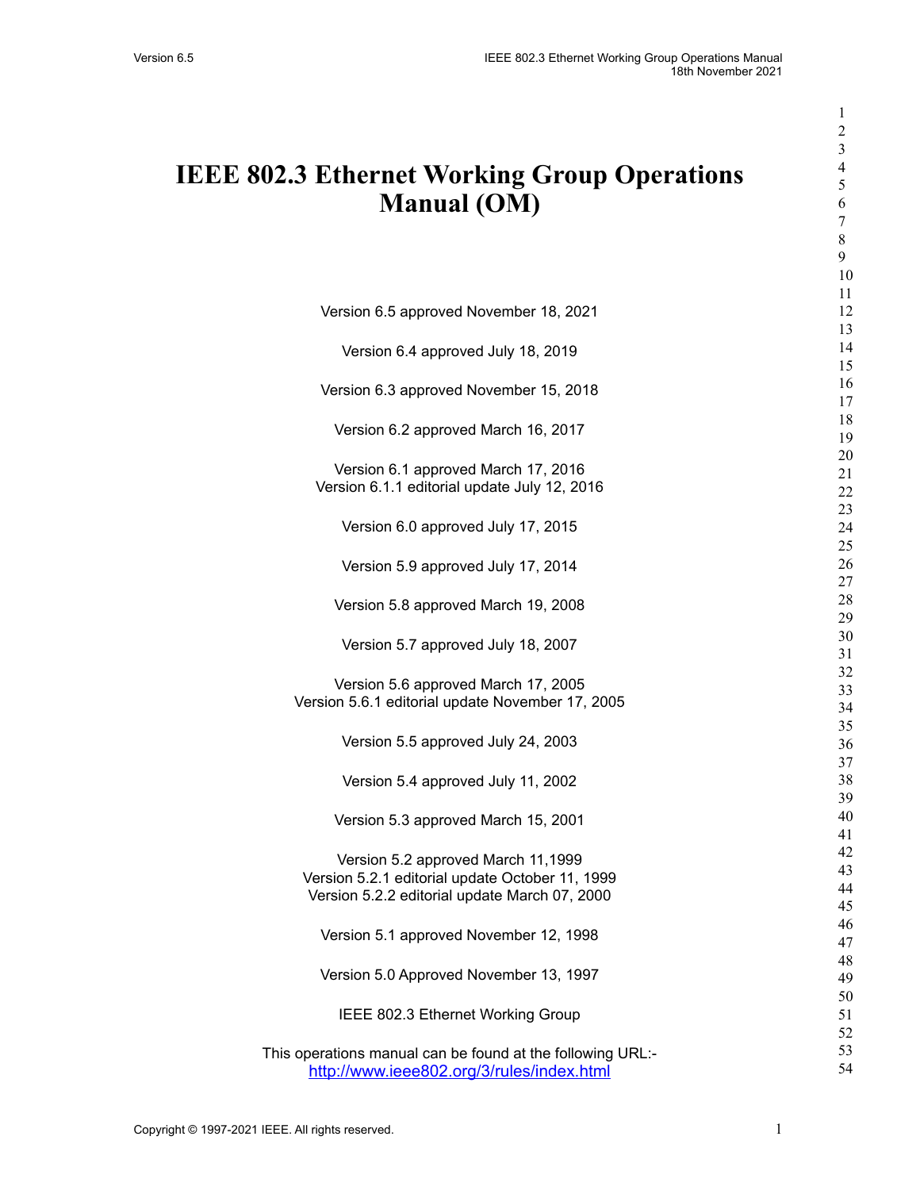# IEEE 802.3 Ethernet Working Group Operations Manual (OM)

Version 6.5 approved November 18, 2021

Version 6.4 approved July 18, 2019

Version 6.3 approved November 15, 2018

Version 6.2 approved March 16, 2017

Version 6.1 approved March 17, 2016
Version 6.1.1 editorial update July 12, 2016

Version 6.0 approved July 17, 2015

Version 5.9 approved July 17, 2014

Version 5.8 approved March 19, 2008

Version 5.7 approved July 18, 2007

Version 5.6 approved March 17, 2005
Version 5.6.1 editorial update November 17, 2005

Version 5.5 approved July 24, 2003

Version 5.4 approved July 11, 2002

Version 5.3 approved March 15, 2001

Version 5.2 approved March 11,1999
Version 5.2.1 editorial update October 11, 1999
Version 5.2.2 editorial update March 07, 2000

Version 5.1 approved November 12, 1998

Version 5.0 Approved November 13, 1997

IEEE 802.3 Ethernet Working Group

This operations manual can be found at the following URL:-
[http://www.ieee802.org/3/rules/index.html](http://www.ieee802.org/3/rules/index.html)

Copyright © 1997-2021 IEEE. All rights reserved.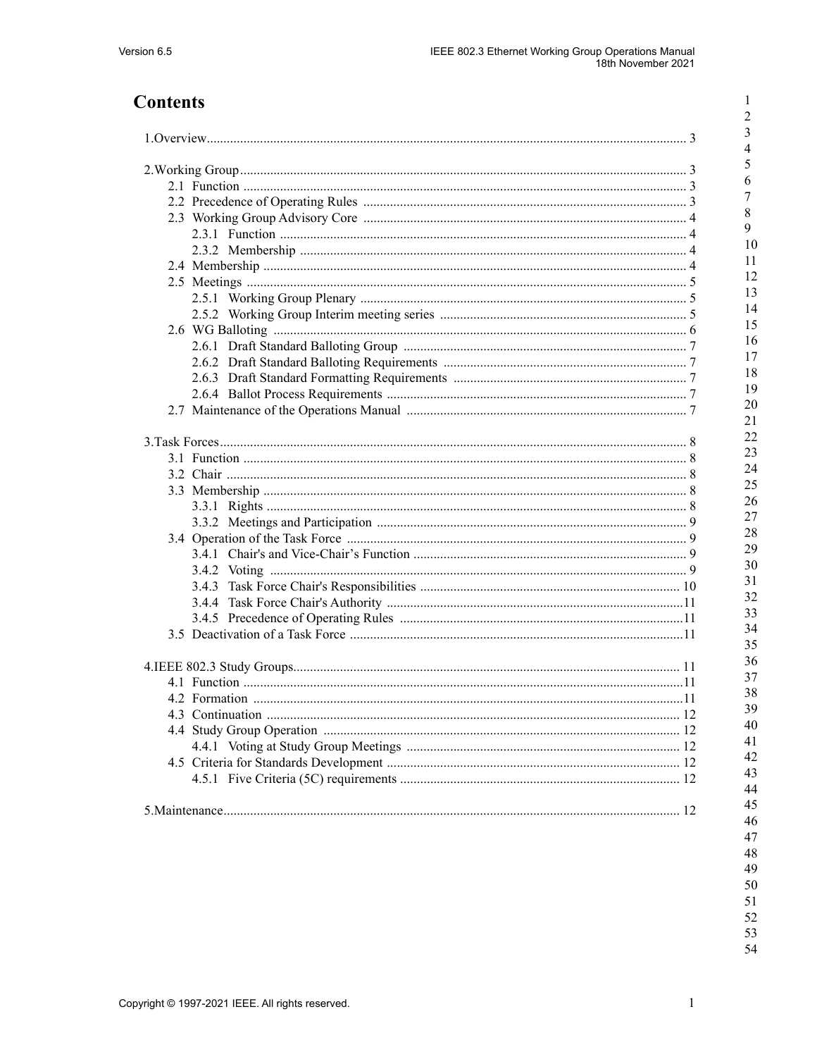# Contents

1. Overview .......... 3

2. Working Group .......... 3
   - 2.1 Function .......... 3
   - 2.2 Precedence of Operating Rules .......... 3
   - 2.3 Working Group Advisory Core .......... 4
     - 2.3.1 Function .......... 4
     - 2.3.2 Membership .......... 4
   - 2.4 Membership .......... 4
   - 2.5 Meetings .......... 5
     - 2.5.1 Working Group Plenary .......... 5
     - 2.5.2 Working Group Interim meeting series .......... 5
   - 2.6 WG Balloting .......... 6
     - 2.6.1 Draft Standard Balloting Group .......... 7
     - 2.6.2 Draft Standard Balloting Requirements .......... 7
     - 2.6.3 Draft Standard Formatting Requirements .......... 7
     - 2.6.4 Ballot Process Requirements .......... 7
   - 2.7 Maintenance of the Operations Manual .......... 7

3. Task Forces .......... 8
   - 3.1 Function .......... 8
   - 3.2 Chair .......... 8
   - 3.3 Membership .......... 8
     - 3.3.1 Rights .......... 8
     - 3.3.2 Meetings and Participation .......... 9
   - 3.4 Operation of the Task Force .......... 9
     - 3.4.1 Chair's and Vice-Chair's Function .......... 9
     - 3.4.2 Voting .......... 9
     - 3.4.3 Task Force Chair's Responsibilities .......... 10
     - 3.4.4 Task Force Chair's Authority .......... 11
     - 3.4.5 Precedence of Operating Rules .......... 11
   - 3.5 Deactivation of a Task Force .......... 11

4. IEEE 802.3 Study Groups .......... 11
   - 4.1 Function .......... 11
   - 4.2 Formation .......... 11
   - 4.3 Continuation .......... 12
   - 4.4 Study Group Operation .......... 12
     - 4.4.1 Voting at Study Group Meetings .......... 12
   - 4.5 Criteria for Standards Development .......... 12
     - 4.5.1 Five Criteria (5C) requirements .......... 12

5. Maintenance .......... 12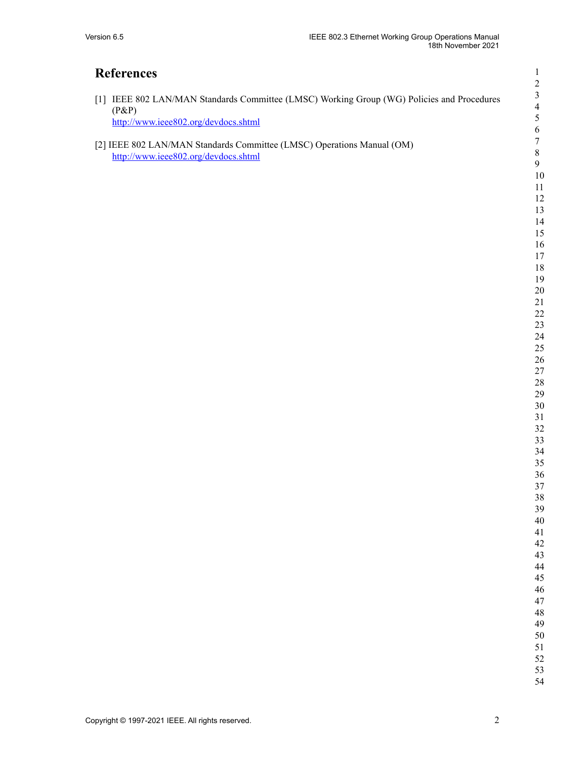# References

[1] IEEE 802 LAN/MAN Standards Committee (LMSC) Working Group (WG) Policies and Procedures (P&P)
http://www.ieee802.org/devdocs.shtml

[2] IEEE 802 LAN/MAN Standards Committee (LMSC) Operations Manual (OM)
http://www.ieee802.org/devdocs.shtml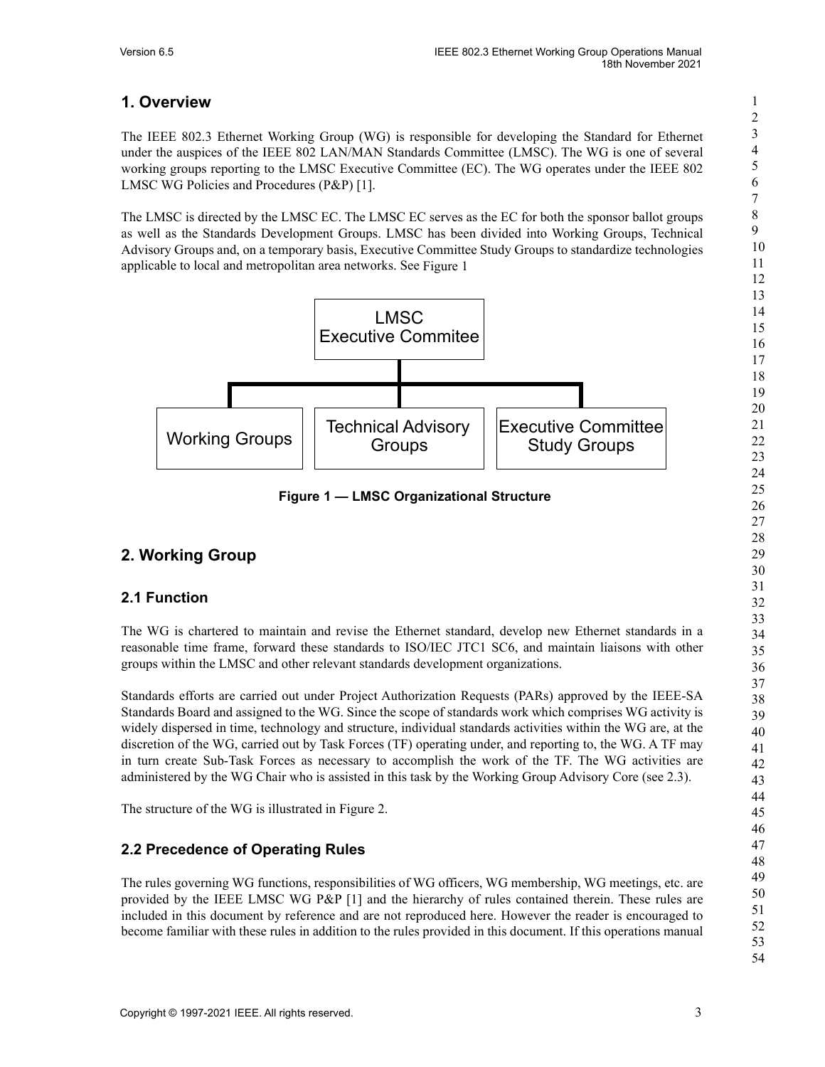# 1. Overview

The IEEE 802.3 Ethernet Working Group (WG) is responsible for developing the Standard for Ethernet under the auspices of the IEEE 802 LAN/MAN Standards Committee (LMSC). The WG is one of several working groups reporting to the LMSC Executive Committee (EC). The WG operates under the IEEE 802 LMSC WG Policies and Procedures (P&P) [1].

The LMSC is directed by the LMSC EC. The LMSC EC serves as the EC for both the sponsor ballot groups as well as the Standards Development Groups. LMSC has been divided into Working Groups, Technical Advisory Groups and, on a temporary basis, Executive Committee Study Groups to standardize technologies applicable to local and metropolitan area networks. See Figure 1

LMSC Executive Commitee

Working Groups | Technical Advisory Groups | Executive Committee Study Groups

**Figure 1 — LMSC Organizational Structure**

# 2. Working Group

## 2.1 Function

The WG is chartered to maintain and revise the Ethernet standard, develop new Ethernet standards in a reasonable time frame, forward these standards to ISO/IEC JTC1 SC6, and maintain liaisons with other groups within the LMSC and other relevant standards development organizations.

Standards efforts are carried out under Project Authorization Requests (PARs) approved by the IEEE-SA Standards Board and assigned to the WG. Since the scope of standards work which comprises WG activity is widely dispersed in time, technology and structure, individual standards activities within the WG are, at the discretion of the WG, carried out by Task Forces (TF) operating under, and reporting to, the WG. A TF may in turn create Sub-Task Forces as necessary to accomplish the work of the TF. The WG activities are administered by the WG Chair who is assisted in this task by the Working Group Advisory Core (see 2.3).

The structure of the WG is illustrated in Figure 2.

## 2.2 Precedence of Operating Rules

The rules governing WG functions, responsibilities of WG officers, WG membership, WG meetings, etc. are provided by the IEEE LMSC WG P&P [1] and the hierarchy of rules contained therein. These rules are included in this document by reference and are not reproduced here. However the reader is encouraged to become familiar with these rules in addition to the rules provided in this document. If this operations manual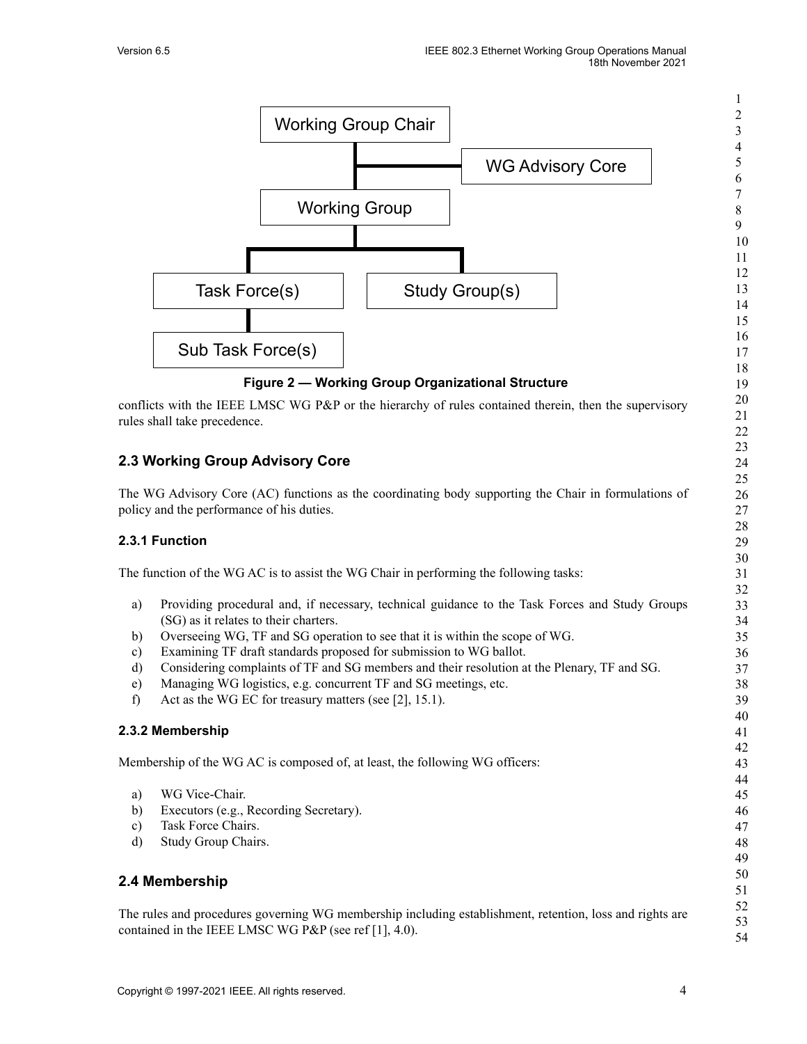Figure 2 — Working Group Organizational Structure

conflicts with the IEEE LMSC WG P&P or the hierarchy of rules contained therein, then the supervisory rules shall take precedence.

## 2.3 Working Group Advisory Core

The WG Advisory Core (AC) functions as the coordinating body supporting the Chair in formulations of policy and the performance of his duties.

### 2.3.1 Function

The function of the WG AC is to assist the WG Chair in performing the following tasks:

a) Providing procedural and, if necessary, technical guidance to the Task Forces and Study Groups (SG) as it relates to their charters.
b) Overseeing WG, TF and SG operation to see that it is within the scope of WG.
c) Examining TF draft standards proposed for submission to WG ballot.
d) Considering complaints of TF and SG members and their resolution at the Plenary, TF and SG.
e) Managing WG logistics, e.g. concurrent TF and SG meetings, etc.
f) Act as the WG EC for treasury matters (see [2], 15.1).

### 2.3.2 Membership

Membership of the WG AC is composed of, at least, the following WG officers:

a) WG Vice-Chair.
b) Executors (e.g., Recording Secretary).
c) Task Force Chairs.
d) Study Group Chairs.

## 2.4 Membership

The rules and procedures governing WG membership including establishment, retention, loss and rights are contained in the IEEE LMSC WG P&P (see ref [1], 4.0).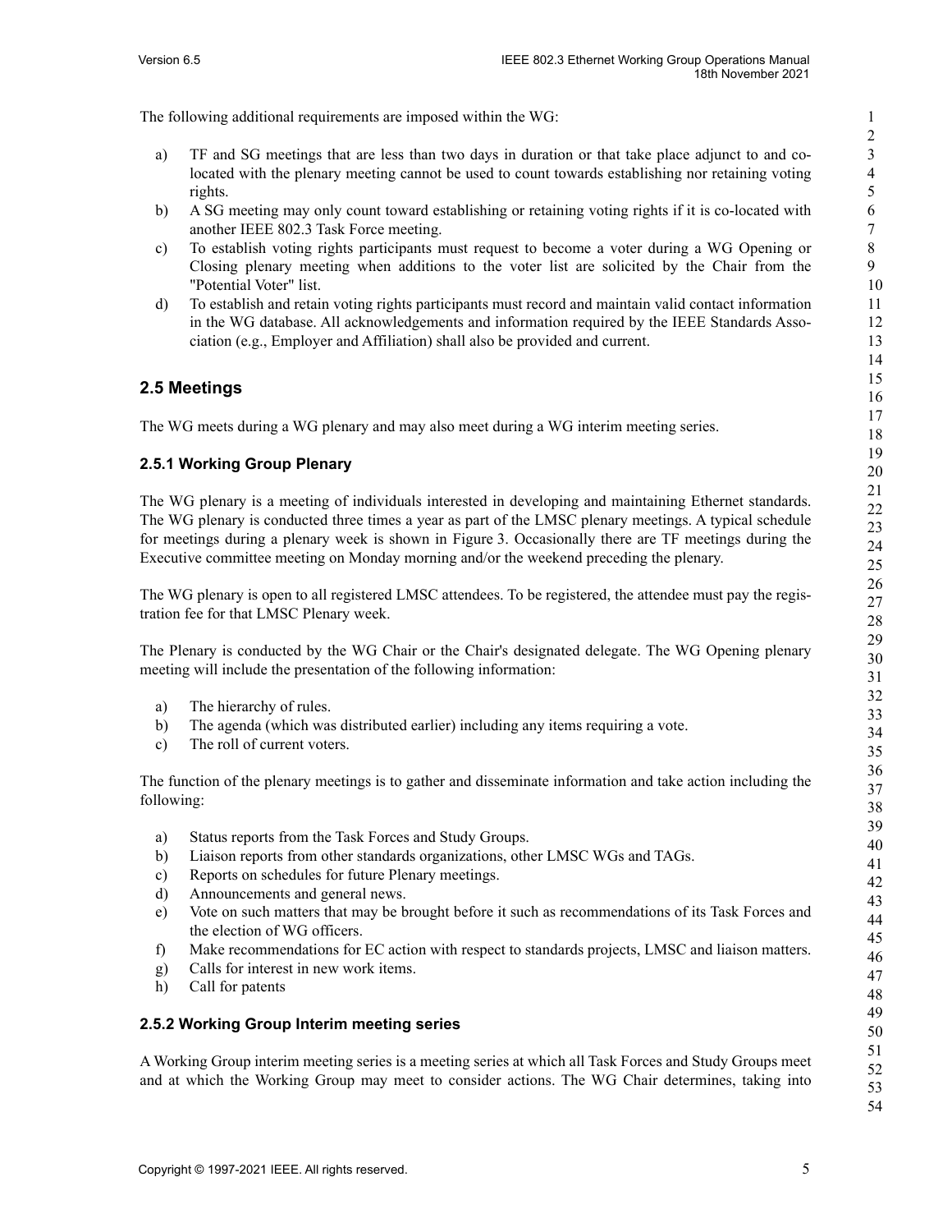The following additional requirements are imposed within the WG:

a) TF and SG meetings that are less than two days in duration or that take place adjunct to and co-located with the plenary meeting cannot be used to count towards establishing nor retaining voting rights.
b) A SG meeting may only count toward establishing or retaining voting rights if it is co-located with another IEEE 802.3 Task Force meeting.
c) To establish voting rights participants must request to become a voter during a WG Opening or Closing plenary meeting when additions to the voter list are solicited by the Chair from the "Potential Voter" list.
d) To establish and retain voting rights participants must record and maintain valid contact information in the WG database. All acknowledgements and information required by the IEEE Standards Association (e.g., Employer and Affiliation) shall also be provided and current.

## 2.5 Meetings

The WG meets during a WG plenary and may also meet during a WG interim meeting series.

### 2.5.1 Working Group Plenary

The WG plenary is a meeting of individuals interested in developing and maintaining Ethernet standards. The WG plenary is conducted three times a year as part of the LMSC plenary meetings. A typical schedule for meetings during a plenary week is shown in Figure 3. Occasionally there are TF meetings during the Executive committee meeting on Monday morning and/or the weekend preceding the plenary.

The WG plenary is open to all registered LMSC attendees. To be registered, the attendee must pay the registration fee for that LMSC Plenary week.

The Plenary is conducted by the WG Chair or the Chair's designated delegate. The WG Opening plenary meeting will include the presentation of the following information:

a) The hierarchy of rules.
b) The agenda (which was distributed earlier) including any items requiring a vote.
c) The roll of current voters.

The function of the plenary meetings is to gather and disseminate information and take action including the following:

a) Status reports from the Task Forces and Study Groups.
b) Liaison reports from other standards organizations, other LMSC WGs and TAGs.
c) Reports on schedules for future Plenary meetings.
d) Announcements and general news.
e) Vote on such matters that may be brought before it such as recommendations of its Task Forces and the election of WG officers.
f) Make recommendations for EC action with respect to standards projects, LMSC and liaison matters.
g) Calls for interest in new work items.
h) Call for patents

### 2.5.2 Working Group Interim meeting series

A Working Group interim meeting series is a meeting series at which all Task Forces and Study Groups meet and at which the Working Group may meet to consider actions. The WG Chair determines, taking into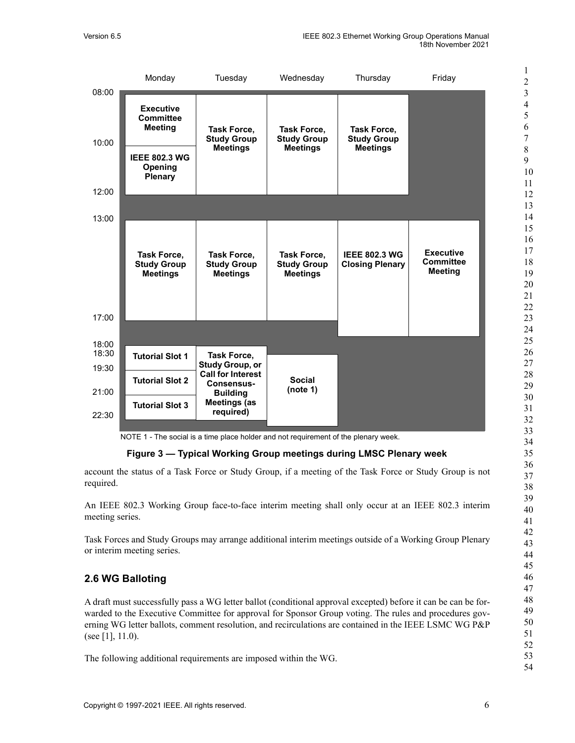| Time | Monday | Tuesday | Wednesday | Thursday | Friday |
|---|---|---|---|---|---|
| 08:00–10:00 | **Executive Committee Meeting** | **Task Force, Study Group Meetings** | **Task Force, Study Group Meetings** | **Task Force, Study Group Meetings** | |
| 10:00–12:00 | **IEEE 802.3 WG Opening Plenary** | | | | |
| 12:00–13:00 | | | | | |
| 13:00–17:00 | **Task Force, Study Group Meetings** | **Task Force, Study Group Meetings** | **Task Force, Study Group Meetings** | **IEEE 802.3 WG Closing Plenary** | **Executive Committee Meeting** |
| 17:00–18:00 | | | | | |
| 18:30–19:30 | **Tutorial Slot 1** | **Task Force, Study Group, or Call for Interest Consensus-Building Meetings (as required)** | **Social (note 1)** | | |
| 19:30–21:00 | **Tutorial Slot 2** | | | | |
| 21:00–22:30 | **Tutorial Slot 3** | | | | |

NOTE 1 - The social is a time place holder and not requirement of the plenary week.

**Figure 3 — Typical Working Group meetings during LMSC Plenary week**

account the status of a Task Force or Study Group, if a meeting of the Task Force or Study Group is not required.

An IEEE 802.3 Working Group face-to-face interim meeting shall only occur at an IEEE 802.3 interim meeting series.

Task Forces and Study Groups may arrange additional interim meetings outside of a Working Group Plenary or interim meeting series.

## 2.6 WG Balloting

A draft must successfully pass a WG letter ballot (conditional approval excepted) before it can be can be forwarded to the Executive Committee for approval for Sponsor Group voting. The rules and procedures governing WG letter ballots, comment resolution, and recirculations are contained in the IEEE LSMC WG P&P (see [1], 11.0).

The following additional requirements are imposed within the WG.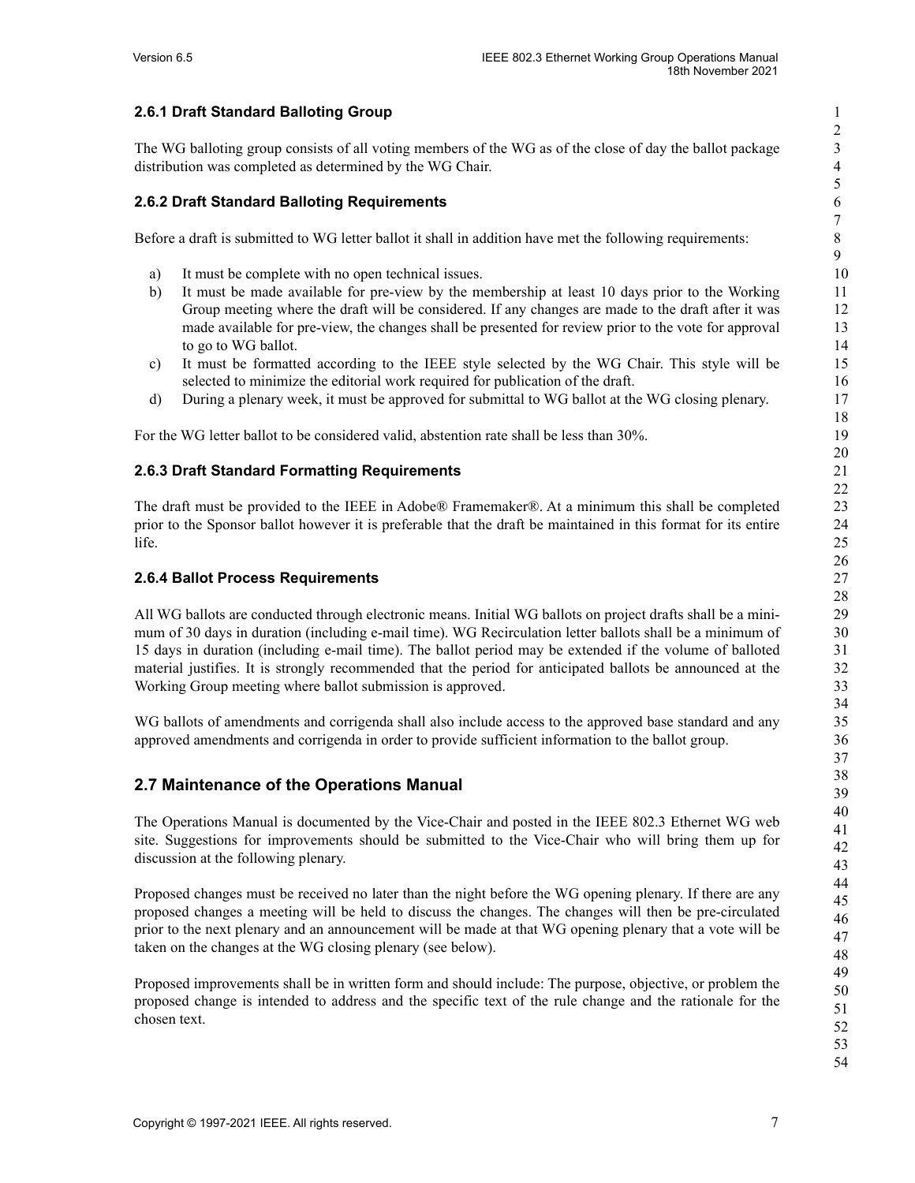### 2.6.1 Draft Standard Balloting Group

The WG balloting group consists of all voting members of the WG as of the close of day the ballot package distribution was completed as determined by the WG Chair.

### 2.6.2 Draft Standard Balloting Requirements

Before a draft is submitted to WG letter ballot it shall in addition have met the following requirements:

a) It must be complete with no open technical issues.
b) It must be made available for pre-view by the membership at least 10 days prior to the Working Group meeting where the draft will be considered. If any changes are made to the draft after it was made available for pre-view, the changes shall be presented for review prior to the vote for approval to go to WG ballot.
c) It must be formatted according to the IEEE style selected by the WG Chair. This style will be selected to minimize the editorial work required for publication of the draft.
d) During a plenary week, it must be approved for submittal to WG ballot at the WG closing plenary.

For the WG letter ballot to be considered valid, abstention rate shall be less than 30%.

### 2.6.3 Draft Standard Formatting Requirements

The draft must be provided to the IEEE in Adobe® Framemaker®. At a minimum this shall be completed prior to the Sponsor ballot however it is preferable that the draft be maintained in this format for its entire life.

### 2.6.4 Ballot Process Requirements

All WG ballots are conducted through electronic means. Initial WG ballots on project drafts shall be a minimum of 30 days in duration (including e-mail time). WG Recirculation letter ballots shall be a minimum of 15 days in duration (including e-mail time). The ballot period may be extended if the volume of balloted material justifies. It is strongly recommended that the period for anticipated ballots be announced at the Working Group meeting where ballot submission is approved.

WG ballots of amendments and corrigenda shall also include access to the approved base standard and any approved amendments and corrigenda in order to provide sufficient information to the ballot group.

## 2.7 Maintenance of the Operations Manual

The Operations Manual is documented by the Vice-Chair and posted in the IEEE 802.3 Ethernet WG web site. Suggestions for improvements should be submitted to the Vice-Chair who will bring them up for discussion at the following plenary.

Proposed changes must be received no later than the night before the WG opening plenary. If there are any proposed changes a meeting will be held to discuss the changes. The changes will then be pre-circulated prior to the next plenary and an announcement will be made at that WG opening plenary that a vote will be taken on the changes at the WG closing plenary (see below).

Proposed improvements shall be in written form and should include: The purpose, objective, or problem the proposed change is intended to address and the specific text of the rule change and the rationale for the chosen text.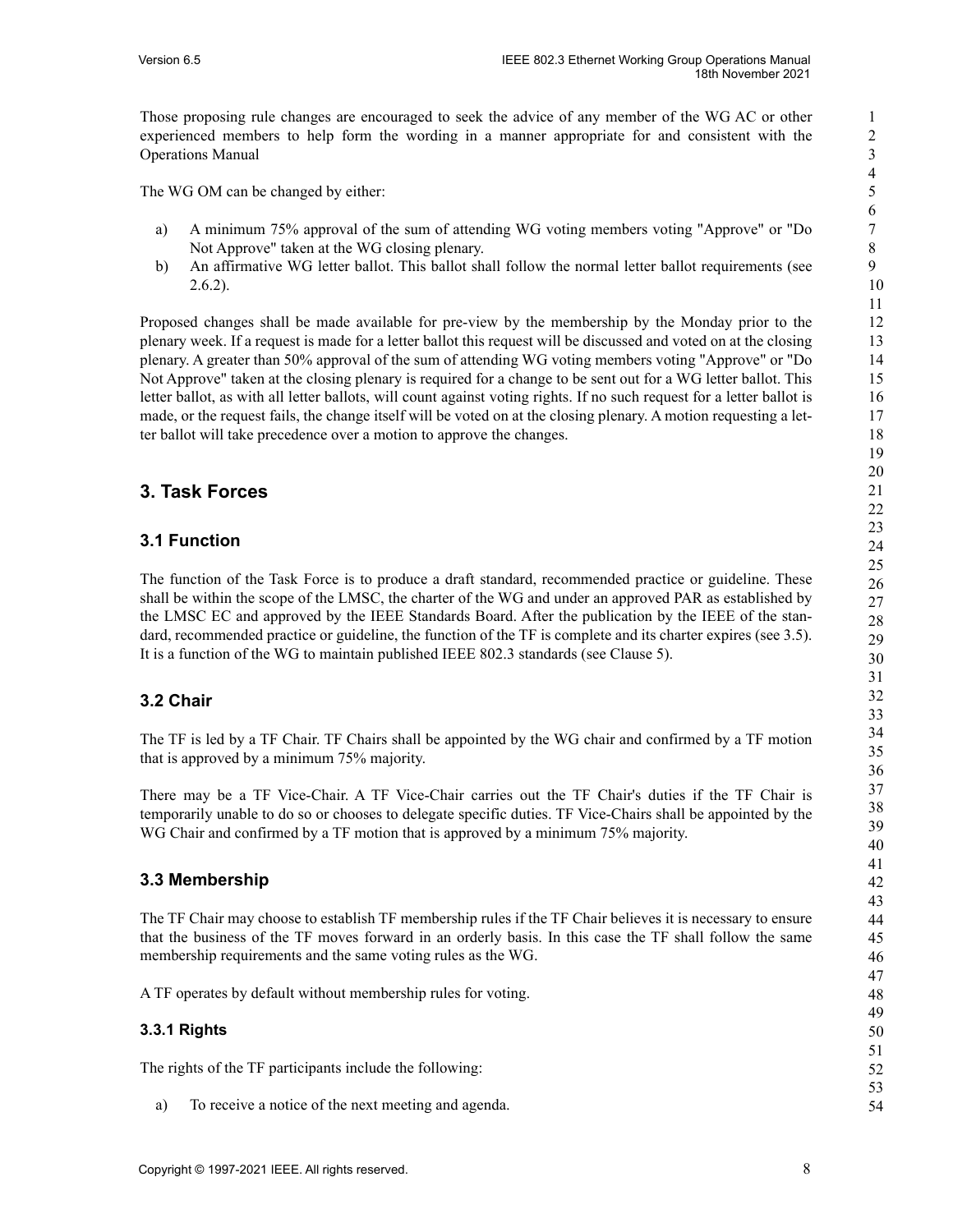Those proposing rule changes are encouraged to seek the advice of any member of the WG AC or other experienced members to help form the wording in a manner appropriate for and consistent with the Operations Manual

The WG OM can be changed by either:

a) A minimum 75% approval of the sum of attending WG voting members voting "Approve" or "Do Not Approve" taken at the WG closing plenary.
b) An affirmative WG letter ballot. This ballot shall follow the normal letter ballot requirements (see 2.6.2).

Proposed changes shall be made available for pre-view by the membership by the Monday prior to the plenary week. If a request is made for a letter ballot this request will be discussed and voted on at the closing plenary. A greater than 50% approval of the sum of attending WG voting members voting "Approve" or "Do Not Approve" taken at the closing plenary is required for a change to be sent out for a WG letter ballot. This letter ballot, as with all letter ballots, will count against voting rights. If no such request for a letter ballot is made, or the request fails, the change itself will be voted on at the closing plenary. A motion requesting a letter ballot will take precedence over a motion to approve the changes.

# 3. Task Forces

## 3.1 Function

The function of the Task Force is to produce a draft standard, recommended practice or guideline. These shall be within the scope of the LMSC, the charter of the WG and under an approved PAR as established by the LMSC EC and approved by the IEEE Standards Board. After the publication by the IEEE of the standard, recommended practice or guideline, the function of the TF is complete and its charter expires (see 3.5). It is a function of the WG to maintain published IEEE 802.3 standards (see Clause 5).

## 3.2 Chair

The TF is led by a TF Chair. TF Chairs shall be appointed by the WG chair and confirmed by a TF motion that is approved by a minimum 75% majority.

There may be a TF Vice-Chair. A TF Vice-Chair carries out the TF Chair's duties if the TF Chair is temporarily unable to do so or chooses to delegate specific duties. TF Vice-Chairs shall be appointed by the WG Chair and confirmed by a TF motion that is approved by a minimum 75% majority.

## 3.3 Membership

The TF Chair may choose to establish TF membership rules if the TF Chair believes it is necessary to ensure that the business of the TF moves forward in an orderly basis. In this case the TF shall follow the same membership requirements and the same voting rules as the WG.

A TF operates by default without membership rules for voting.

### 3.3.1 Rights

The rights of the TF participants include the following:

a) To receive a notice of the next meeting and agenda.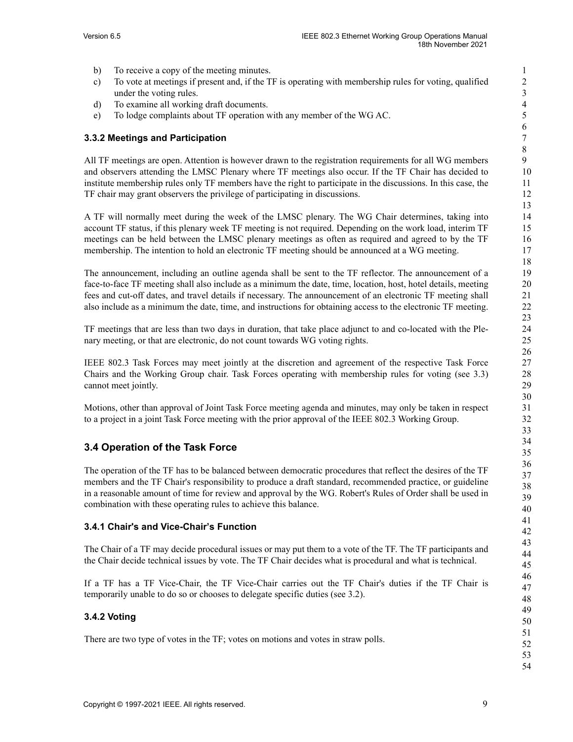b) To receive a copy of the meeting minutes.
c) To vote at meetings if present and, if the TF is operating with membership rules for voting, qualified under the voting rules.
d) To examine all working draft documents.
e) To lodge complaints about TF operation with any member of the WG AC.

### 3.3.2 Meetings and Participation

All TF meetings are open. Attention is however drawn to the registration requirements for all WG members and observers attending the LMSC Plenary where TF meetings also occur. If the TF Chair has decided to institute membership rules only TF members have the right to participate in the discussions. In this case, the TF chair may grant observers the privilege of participating in discussions.

A TF will normally meet during the week of the LMSC plenary. The WG Chair determines, taking into account TF status, if this plenary week TF meeting is not required. Depending on the work load, interim TF meetings can be held between the LMSC plenary meetings as often as required and agreed to by the TF membership. The intention to hold an electronic TF meeting should be announced at a WG meeting.

The announcement, including an outline agenda shall be sent to the TF reflector. The announcement of a face-to-face TF meeting shall also include as a minimum the date, time, location, host, hotel details, meeting fees and cut-off dates, and travel details if necessary. The announcement of an electronic TF meeting shall also include as a minimum the date, time, and instructions for obtaining access to the electronic TF meeting.

TF meetings that are less than two days in duration, that take place adjunct to and co-located with the Plenary meeting, or that are electronic, do not count towards WG voting rights.

IEEE 802.3 Task Forces may meet jointly at the discretion and agreement of the respective Task Force Chairs and the Working Group chair. Task Forces operating with membership rules for voting (see 3.3) cannot meet jointly.

Motions, other than approval of Joint Task Force meeting agenda and minutes, may only be taken in respect to a project in a joint Task Force meeting with the prior approval of the IEEE 802.3 Working Group.

## 3.4 Operation of the Task Force

The operation of the TF has to be balanced between democratic procedures that reflect the desires of the TF members and the TF Chair's responsibility to produce a draft standard, recommended practice, or guideline in a reasonable amount of time for review and approval by the WG. Robert's Rules of Order shall be used in combination with these operating rules to achieve this balance.

### 3.4.1 Chair's and Vice-Chair's Function

The Chair of a TF may decide procedural issues or may put them to a vote of the TF. The TF participants and the Chair decide technical issues by vote. The TF Chair decides what is procedural and what is technical.

If a TF has a TF Vice-Chair, the TF Vice-Chair carries out the TF Chair's duties if the TF Chair is temporarily unable to do so or chooses to delegate specific duties (see 3.2).

### 3.4.2 Voting

There are two type of votes in the TF; votes on motions and votes in straw polls.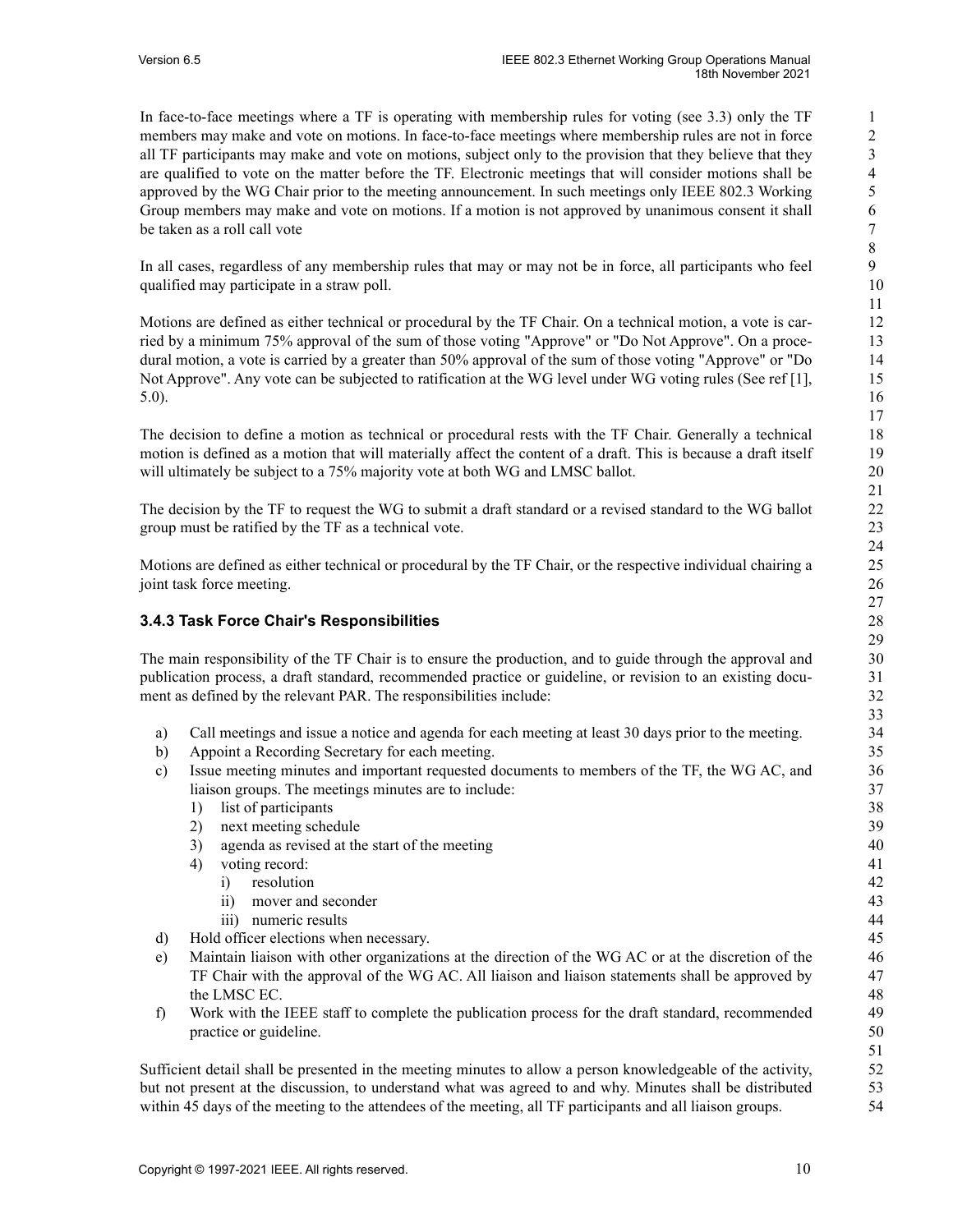In face-to-face meetings where a TF is operating with membership rules for voting (see 3.3) only the TF members may make and vote on motions. In face-to-face meetings where membership rules are not in force all TF participants may make and vote on motions, subject only to the provision that they believe that they are qualified to vote on the matter before the TF. Electronic meetings that will consider motions shall be approved by the WG Chair prior to the meeting announcement. In such meetings only IEEE 802.3 Working Group members may make and vote on motions. If a motion is not approved by unanimous consent it shall be taken as a roll call vote

In all cases, regardless of any membership rules that may or may not be in force, all participants who feel qualified may participate in a straw poll.

Motions are defined as either technical or procedural by the TF Chair. On a technical motion, a vote is carried by a minimum 75% approval of the sum of those voting "Approve" or "Do Not Approve". On a procedural motion, a vote is carried by a greater than 50% approval of the sum of those voting "Approve" or "Do Not Approve". Any vote can be subjected to ratification at the WG level under WG voting rules (See ref [1], 5.0).

The decision to define a motion as technical or procedural rests with the TF Chair. Generally a technical motion is defined as a motion that will materially affect the content of a draft. This is because a draft itself will ultimately be subject to a 75% majority vote at both WG and LMSC ballot.

The decision by the TF to request the WG to submit a draft standard or a revised standard to the WG ballot group must be ratified by the TF as a technical vote.

Motions are defined as either technical or procedural by the TF Chair, or the respective individual chairing a joint task force meeting.

### 3.4.3 Task Force Chair's Responsibilities

The main responsibility of the TF Chair is to ensure the production, and to guide through the approval and publication process, a draft standard, recommended practice or guideline, or revision to an existing document as defined by the relevant PAR. The responsibilities include:

a) Call meetings and issue a notice and agenda for each meeting at least 30 days prior to the meeting.
b) Appoint a Recording Secretary for each meeting.
c) Issue meeting minutes and important requested documents to members of the TF, the WG AC, and liaison groups. The meetings minutes are to include:
    1) list of participants
    2) next meeting schedule
    3) agenda as revised at the start of the meeting
    4) voting record:
        i) resolution
        ii) mover and seconder
        iii) numeric results
d) Hold officer elections when necessary.
e) Maintain liaison with other organizations at the direction of the WG AC or at the discretion of the TF Chair with the approval of the WG AC. All liaison and liaison statements shall be approved by the LMSC EC.
f) Work with the IEEE staff to complete the publication process for the draft standard, recommended practice or guideline.

Sufficient detail shall be presented in the meeting minutes to allow a person knowledgeable of the activity, but not present at the discussion, to understand what was agreed to and why. Minutes shall be distributed within 45 days of the meeting to the attendees of the meeting, all TF participants and all liaison groups.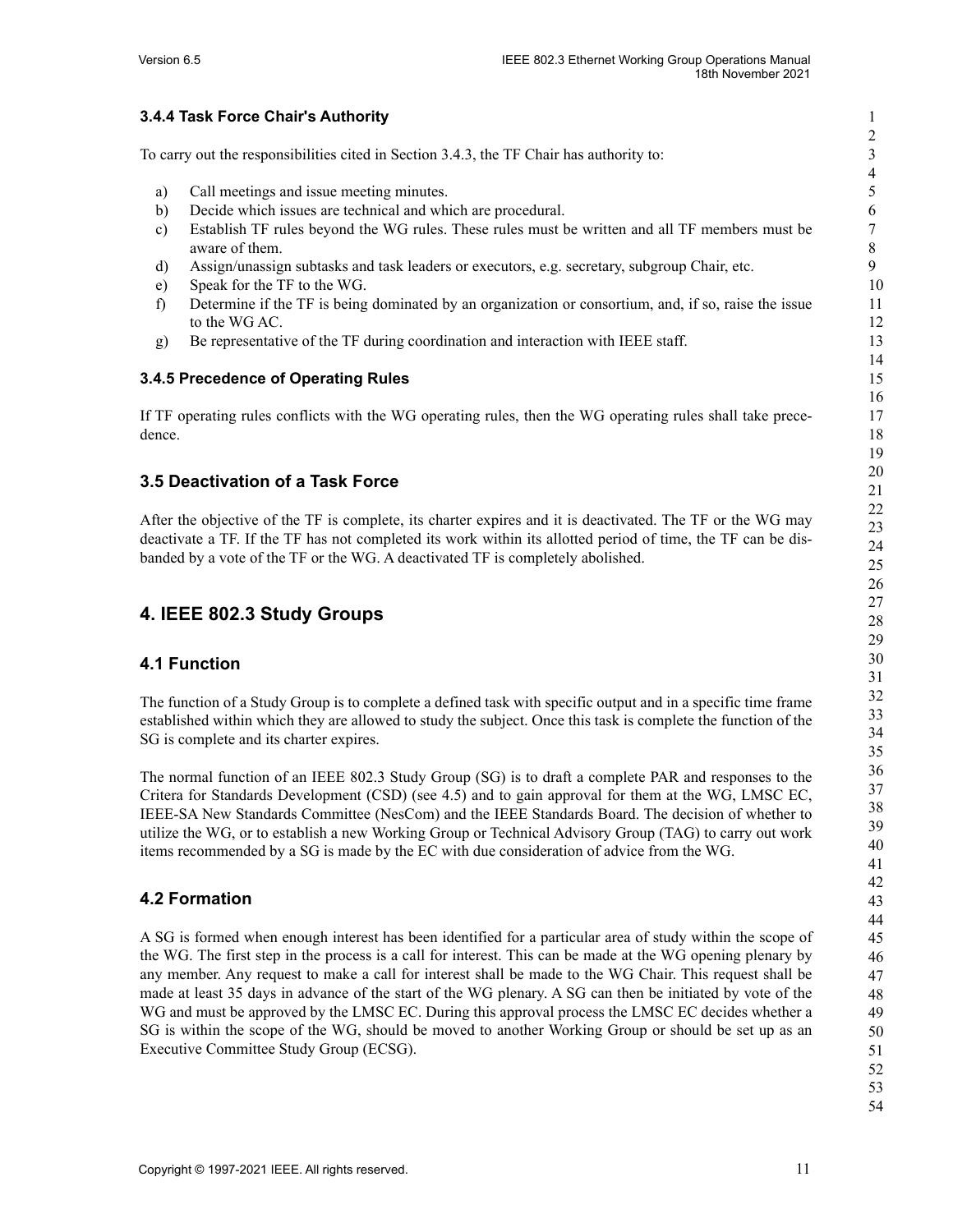### 3.4.4 Task Force Chair's Authority

To carry out the responsibilities cited in Section 3.4.3, the TF Chair has authority to:

a) Call meetings and issue meeting minutes.
b) Decide which issues are technical and which are procedural.
c) Establish TF rules beyond the WG rules. These rules must be written and all TF members must be aware of them.
d) Assign/unassign subtasks and task leaders or executors, e.g. secretary, subgroup Chair, etc.
e) Speak for the TF to the WG.
f) Determine if the TF is being dominated by an organization or consortium, and, if so, raise the issue to the WG AC.
g) Be representative of the TF during coordination and interaction with IEEE staff.

### 3.4.5 Precedence of Operating Rules

If TF operating rules conflicts with the WG operating rules, then the WG operating rules shall take precedence.

## 3.5 Deactivation of a Task Force

After the objective of the TF is complete, its charter expires and it is deactivated. The TF or the WG may deactivate a TF. If the TF has not completed its work within its allotted period of time, the TF can be disbanded by a vote of the TF or the WG. A deactivated TF is completely abolished.

# 4. IEEE 802.3 Study Groups

## 4.1 Function

The function of a Study Group is to complete a defined task with specific output and in a specific time frame established within which they are allowed to study the subject. Once this task is complete the function of the SG is complete and its charter expires.

The normal function of an IEEE 802.3 Study Group (SG) is to draft a complete PAR and responses to the Critera for Standards Development (CSD) (see 4.5) and to gain approval for them at the WG, LMSC EC, IEEE-SA New Standards Committee (NesCom) and the IEEE Standards Board. The decision of whether to utilize the WG, or to establish a new Working Group or Technical Advisory Group (TAG) to carry out work items recommended by a SG is made by the EC with due consideration of advice from the WG.

## 4.2 Formation

A SG is formed when enough interest has been identified for a particular area of study within the scope of the WG. The first step in the process is a call for interest. This can be made at the WG opening plenary by any member. Any request to make a call for interest shall be made to the WG Chair. This request shall be made at least 35 days in advance of the start of the WG plenary. A SG can then be initiated by vote of the WG and must be approved by the LMSC EC. During this approval process the LMSC EC decides whether a SG is within the scope of the WG, should be moved to another Working Group or should be set up as an Executive Committee Study Group (ECSG).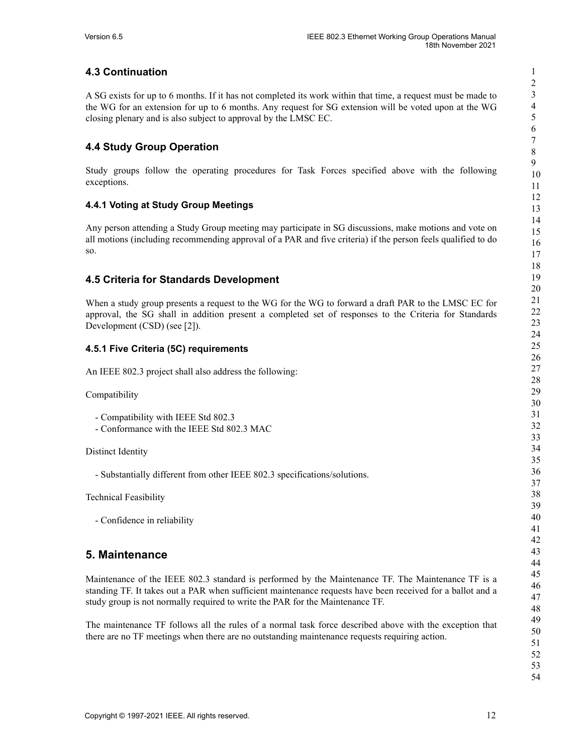## 4.3 Continuation

A SG exists for up to 6 months. If it has not completed its work within that time, a request must be made to the WG for an extension for up to 6 months. Any request for SG extension will be voted upon at the WG closing plenary and is also subject to approval by the LMSC EC.

## 4.4 Study Group Operation

Study groups follow the operating procedures for Task Forces specified above with the following exceptions.

### 4.4.1 Voting at Study Group Meetings

Any person attending a Study Group meeting may participate in SG discussions, make motions and vote on all motions (including recommending approval of a PAR and five criteria) if the person feels qualified to do so.

## 4.5 Criteria for Standards Development

When a study group presents a request to the WG for the WG to forward a draft PAR to the LMSC EC for approval, the SG shall in addition present a completed set of responses to the Criteria for Standards Development (CSD) (see [2]).

### 4.5.1 Five Criteria (5C) requirements

An IEEE 802.3 project shall also address the following:

Compatibility

- Compatibility with IEEE Std 802.3
- Conformance with the IEEE Std 802.3 MAC

Distinct Identity

- Substantially different from other IEEE 802.3 specifications/solutions.

Technical Feasibility

- Confidence in reliability

# 5. Maintenance

Maintenance of the IEEE 802.3 standard is performed by the Maintenance TF. The Maintenance TF is a standing TF. It takes out a PAR when sufficient maintenance requests have been received for a ballot and a study group is not normally required to write the PAR for the Maintenance TF.

The maintenance TF follows all the rules of a normal task force described above with the exception that there are no TF meetings when there are no outstanding maintenance requests requiring action.